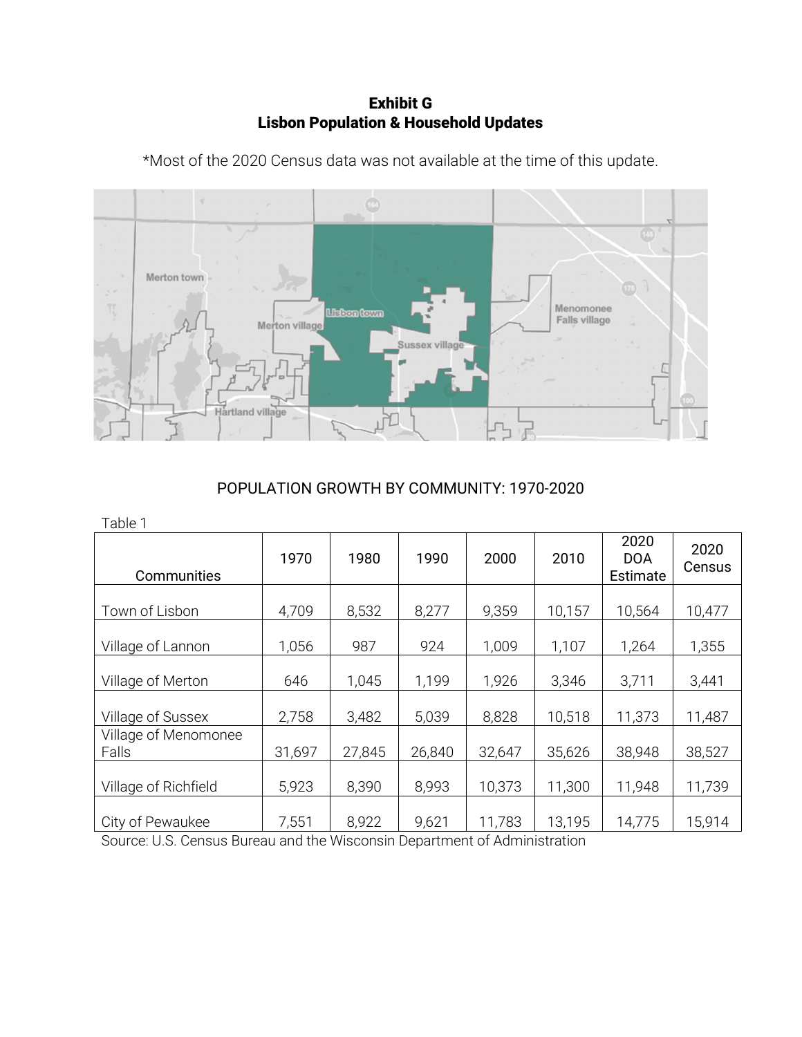**Exhibit G**
**Lisbon Population & Household Updates**

*Most of the 2020 Census data was not available at the time of this update.

POPULATION GROWTH BY COMMUNITY: 1970-2020

Table 1

| Communities | 1970 | 1980 | 1990 | 2000 | 2010 | 2020 DOA Estimate | 2020 Census |
|---|---|---|---|---|---|---|---|
| Town of Lisbon | 4,709 | 8,532 | 8,277 | 9,359 | 10,157 | 10,564 | 10,477 |
| Village of Lannon | 1,056 | 987 | 924 | 1,009 | 1,107 | 1,264 | 1,355 |
| Village of Merton | 646 | 1,045 | 1,199 | 1,926 | 3,346 | 3,711 | 3,441 |
| Village of Sussex | 2,758 | 3,482 | 5,039 | 8,828 | 10,518 | 11,373 | 11,487 |
| Village of Menomonee Falls | 31,697 | 27,845 | 26,840 | 32,647 | 35,626 | 38,948 | 38,527 |
| Village of Richfield | 5,923 | 8,390 | 8,993 | 10,373 | 11,300 | 11,948 | 11,739 |
| City of Pewaukee | 7,551 | 8,922 | 9,621 | 11,783 | 13,195 | 14,775 | 15,914 |

Source: U.S. Census Bureau and the Wisconsin Department of Administration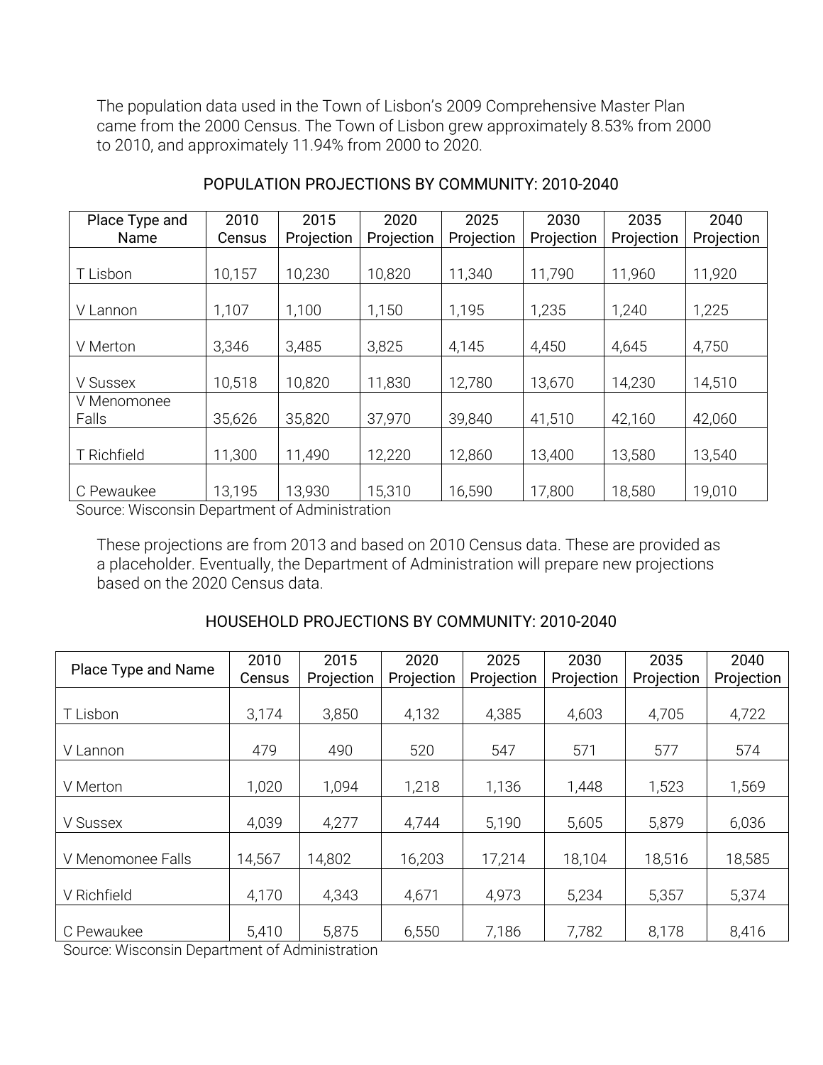The population data used in the Town of Lisbon's 2009 Comprehensive Master Plan came from the 2000 Census. The Town of Lisbon grew approximately 8.53% from 2000 to 2010, and approximately 11.94% from 2000 to 2020.

## POPULATION PROJECTIONS BY COMMUNITY: 2010-2040

| Place Type and Name | 2010 Census | 2015 Projection | 2020 Projection | 2025 Projection | 2030 Projection | 2035 Projection | 2040 Projection |
|---|---|---|---|---|---|---|---|
| T Lisbon | 10,157 | 10,230 | 10,820 | 11,340 | 11,790 | 11,960 | 11,920 |
| V Lannon | 1,107 | 1,100 | 1,150 | 1,195 | 1,235 | 1,240 | 1,225 |
| V Merton | 3,346 | 3,485 | 3,825 | 4,145 | 4,450 | 4,645 | 4,750 |
| V Sussex | 10,518 | 10,820 | 11,830 | 12,780 | 13,670 | 14,230 | 14,510 |
| V Menomonee Falls | 35,626 | 35,820 | 37,970 | 39,840 | 41,510 | 42,160 | 42,060 |
| T Richfield | 11,300 | 11,490 | 12,220 | 12,860 | 13,400 | 13,580 | 13,540 |
| C Pewaukee | 13,195 | 13,930 | 15,310 | 16,590 | 17,800 | 18,580 | 19,010 |

Source: Wisconsin Department of Administration

These projections are from 2013 and based on 2010 Census data. These are provided as a placeholder. Eventually, the Department of Administration will prepare new projections based on the 2020 Census data.

## HOUSEHOLD PROJECTIONS BY COMMUNITY: 2010-2040

| Place Type and Name | 2010 Census | 2015 Projection | 2020 Projection | 2025 Projection | 2030 Projection | 2035 Projection | 2040 Projection |
|---|---|---|---|---|---|---|---|
| T Lisbon | 3,174 | 3,850 | 4,132 | 4,385 | 4,603 | 4,705 | 4,722 |
| V Lannon | 479 | 490 | 520 | 547 | 571 | 577 | 574 |
| V Merton | 1,020 | 1,094 | 1,218 | 1,136 | 1,448 | 1,523 | 1,569 |
| V Sussex | 4,039 | 4,277 | 4,744 | 5,190 | 5,605 | 5,879 | 6,036 |
| V Menomonee Falls | 14,567 | 14,802 | 16,203 | 17,214 | 18,104 | 18,516 | 18,585 |
| V Richfield | 4,170 | 4,343 | 4,671 | 4,973 | 5,234 | 5,357 | 5,374 |
| C Pewaukee | 5,410 | 5,875 | 6,550 | 7,186 | 7,782 | 8,178 | 8,416 |

Source: Wisconsin Department of Administration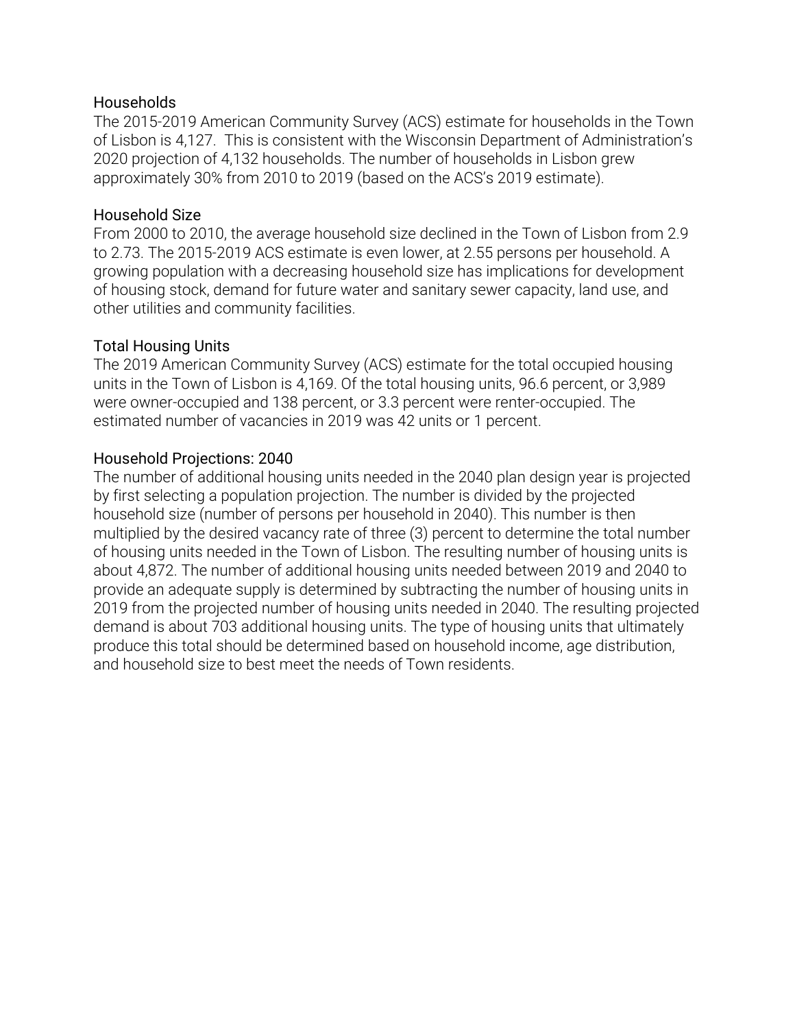## Households

The 2015-2019 American Community Survey (ACS) estimate for households in the Town of Lisbon is 4,127. This is consistent with the Wisconsin Department of Administration's 2020 projection of 4,132 households. The number of households in Lisbon grew approximately 30% from 2010 to 2019 (based on the ACS's 2019 estimate).

## Household Size

From 2000 to 2010, the average household size declined in the Town of Lisbon from 2.9 to 2.73. The 2015-2019 ACS estimate is even lower, at 2.55 persons per household. A growing population with a decreasing household size has implications for development of housing stock, demand for future water and sanitary sewer capacity, land use, and other utilities and community facilities.

## Total Housing Units

The 2019 American Community Survey (ACS) estimate for the total occupied housing units in the Town of Lisbon is 4,169. Of the total housing units, 96.6 percent, or 3,989 were owner-occupied and 138 percent, or 3.3 percent were renter-occupied. The estimated number of vacancies in 2019 was 42 units or 1 percent.

## Household Projections: 2040

The number of additional housing units needed in the 2040 plan design year is projected by first selecting a population projection. The number is divided by the projected household size (number of persons per household in 2040). This number is then multiplied by the desired vacancy rate of three (3) percent to determine the total number of housing units needed in the Town of Lisbon. The resulting number of housing units is about 4,872. The number of additional housing units needed between 2019 and 2040 to provide an adequate supply is determined by subtracting the number of housing units in 2019 from the projected number of housing units needed in 2040. The resulting projected demand is about 703 additional housing units. The type of housing units that ultimately produce this total should be determined based on household income, age distribution, and household size to best meet the needs of Town residents.